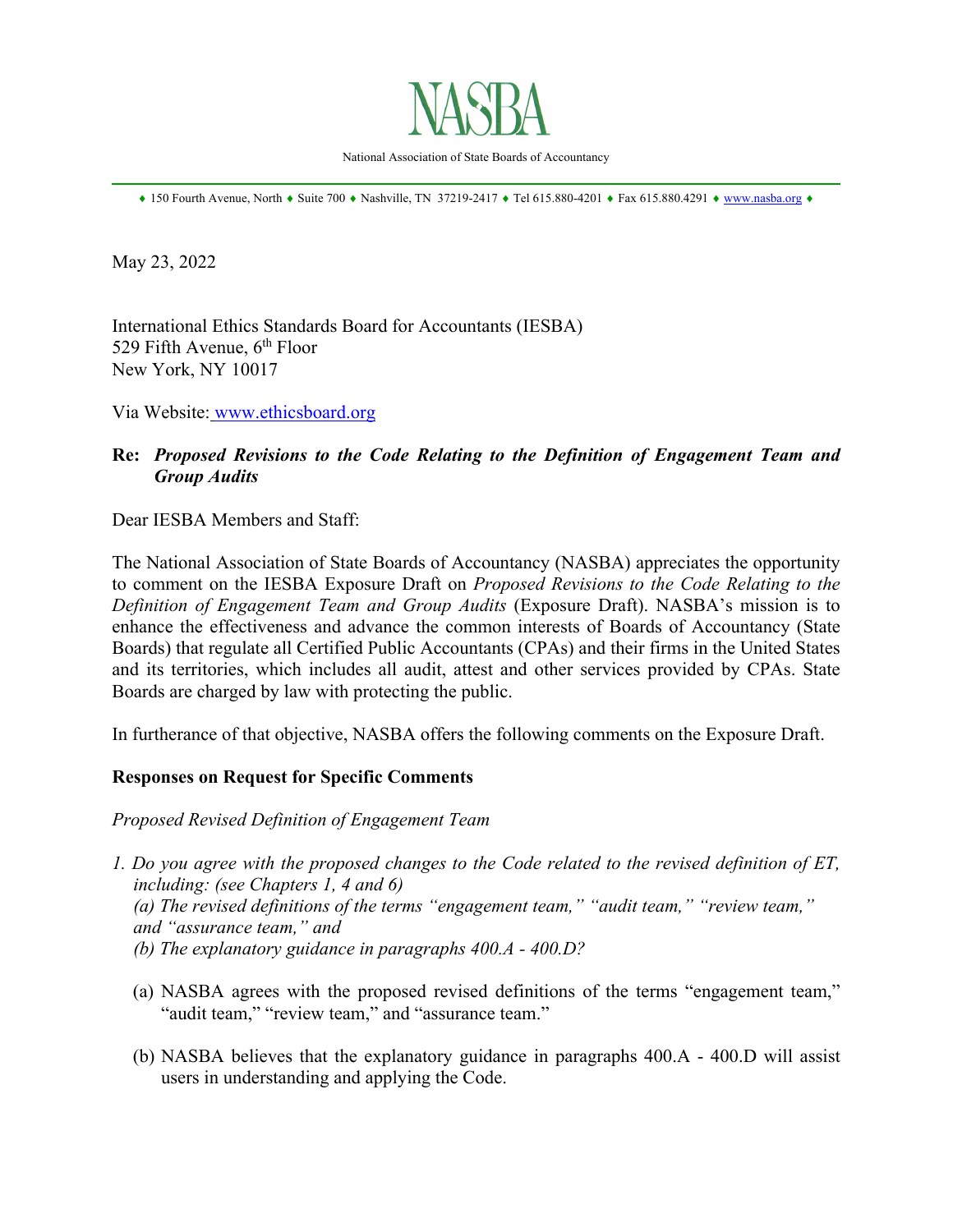# NASBA

National Association of State Boards of Accountancy

♦ 150 Fourth Avenue, North ♦ Suite 700 ♦ Nashville, TN 37219-2417 ♦ Tel 615.880-4201 ♦ Fax 615.880.4291 ♦ www.nasba.org ♦

May 23, 2022

International Ethics Standards Board for Accountants (IESBA)
529 Fifth Avenue, 6th Floor
New York, NY 10017

Via Website: www.ethicsboard.org

**Re: *Proposed Revisions to the Code Relating to the Definition of Engagement Team and Group Audits***

Dear IESBA Members and Staff:

The National Association of State Boards of Accountancy (NASBA) appreciates the opportunity to comment on the IESBA Exposure Draft on *Proposed Revisions to the Code Relating to the Definition of Engagement Team and Group Audits* (Exposure Draft). NASBA's mission is to enhance the effectiveness and advance the common interests of Boards of Accountancy (State Boards) that regulate all Certified Public Accountants (CPAs) and their firms in the United States and its territories, which includes all audit, attest and other services provided by CPAs. State Boards are charged by law with protecting the public.

In furtherance of that objective, NASBA offers the following comments on the Exposure Draft.

**Responses on Request for Specific Comments**

*Proposed Revised Definition of Engagement Team*

1. *Do you agree with the proposed changes to the Code related to the revised definition of ET, including: (see Chapters 1, 4 and 6)*
   *(a) The revised definitions of the terms "engagement team," "audit team," "review team," and "assurance team," and*
   *(b) The explanatory guidance in paragraphs 400.A - 400.D?*

   (a) NASBA agrees with the proposed revised definitions of the terms "engagement team," "audit team," "review team," and "assurance team."

   (b) NASBA believes that the explanatory guidance in paragraphs 400.A - 400.D will assist users in understanding and applying the Code.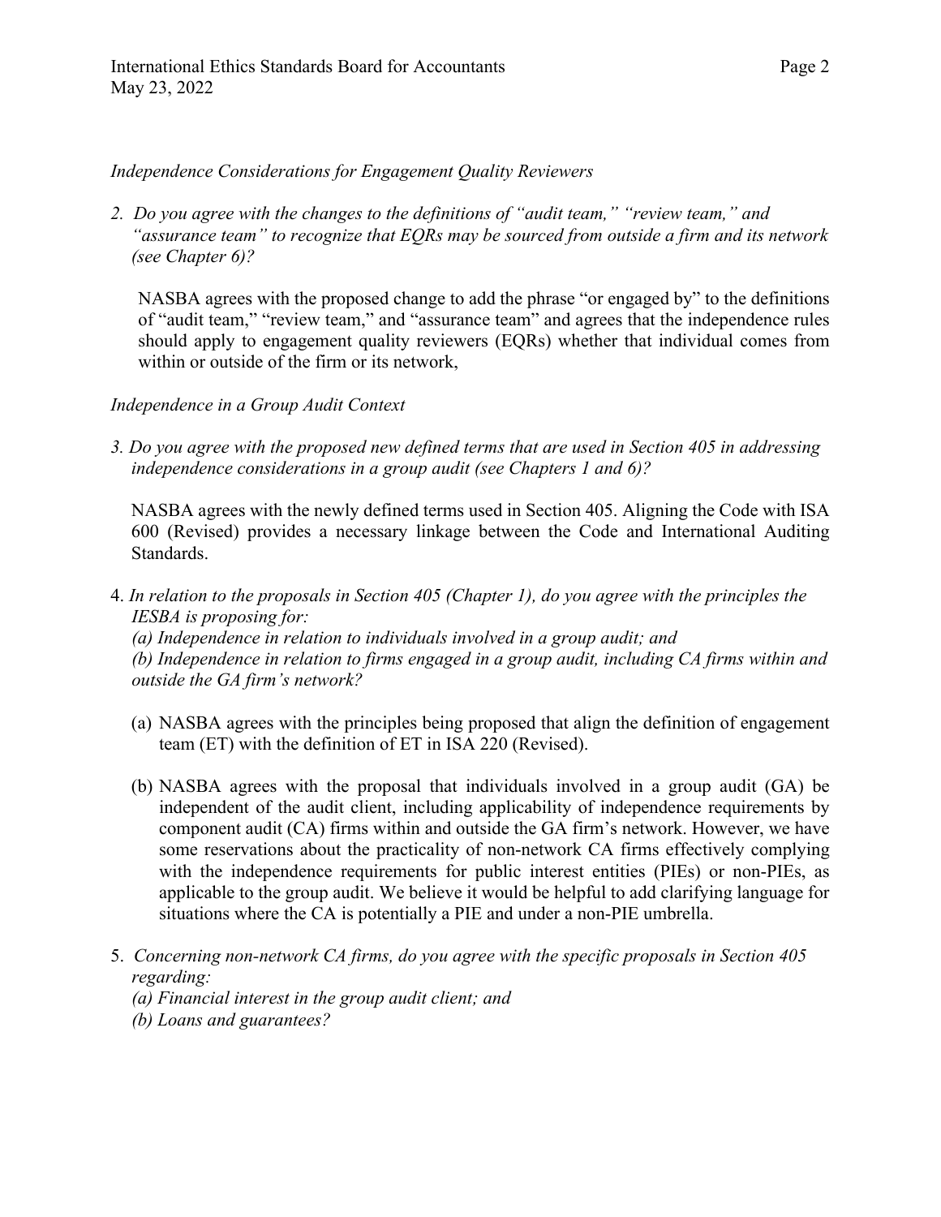*Independence Considerations for Engagement Quality Reviewers*

2. *Do you agree with the changes to the definitions of "audit team," "review team," and "assurance team" to recognize that EQRs may be sourced from outside a firm and its network (see Chapter 6)?*

   NASBA agrees with the proposed change to add the phrase "or engaged by" to the definitions of "audit team," "review team," and "assurance team" and agrees that the independence rules should apply to engagement quality reviewers (EQRs) whether that individual comes from within or outside of the firm or its network,

*Independence in a Group Audit Context*

3. *Do you agree with the proposed new defined terms that are used in Section 405 in addressing independence considerations in a group audit (see Chapters 1 and 6)?*

   NASBA agrees with the newly defined terms used in Section 405. Aligning the Code with ISA 600 (Revised) provides a necessary linkage between the Code and International Auditing Standards.

4. *In relation to the proposals in Section 405 (Chapter 1), do you agree with the principles the IESBA is proposing for:*
   *(a) Independence in relation to individuals involved in a group audit; and*
   *(b) Independence in relation to firms engaged in a group audit, including CA firms within and outside the GA firm's network?*

   (a) NASBA agrees with the principles being proposed that align the definition of engagement team (ET) with the definition of ET in ISA 220 (Revised).

   (b) NASBA agrees with the proposal that individuals involved in a group audit (GA) be independent of the audit client, including applicability of independence requirements by component audit (CA) firms within and outside the GA firm's network. However, we have some reservations about the practicality of non-network CA firms effectively complying with the independence requirements for public interest entities (PIEs) or non-PIEs, as applicable to the group audit. We believe it would be helpful to add clarifying language for situations where the CA is potentially a PIE and under a non-PIE umbrella.

5. *Concerning non-network CA firms, do you agree with the specific proposals in Section 405 regarding:*
   *(a) Financial interest in the group audit client; and*
   *(b) Loans and guarantees?*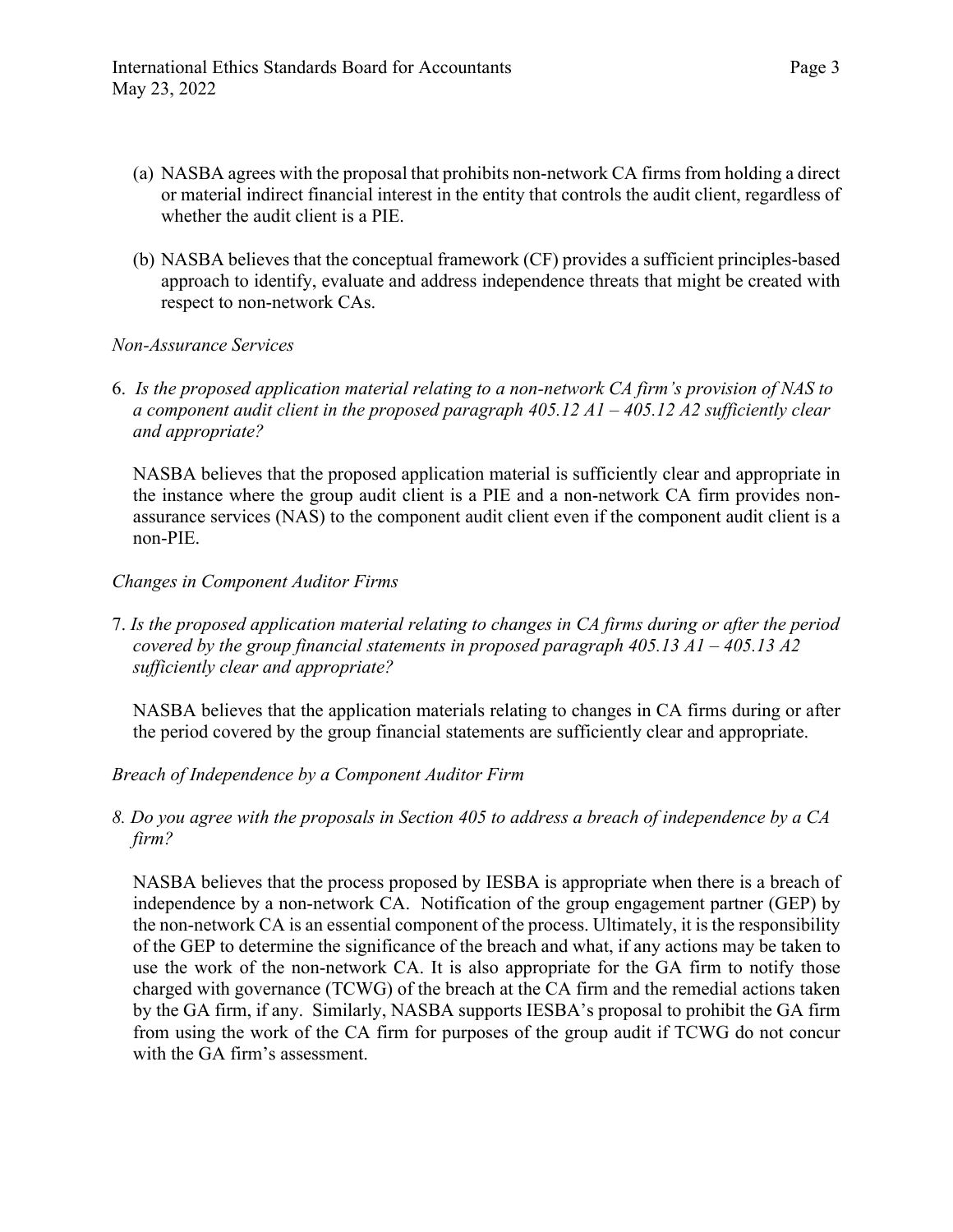(a) NASBA agrees with the proposal that prohibits non-network CA firms from holding a direct or material indirect financial interest in the entity that controls the audit client, regardless of whether the audit client is a PIE.

(b) NASBA believes that the conceptual framework (CF) provides a sufficient principles-based approach to identify, evaluate and address independence threats that might be created with respect to non-network CAs.

*Non-Assurance Services*

6. *Is the proposed application material relating to a non-network CA firm's provision of NAS to a component audit client in the proposed paragraph 405.12 A1 – 405.12 A2 sufficiently clear and appropriate?*

NASBA believes that the proposed application material is sufficiently clear and appropriate in the instance where the group audit client is a PIE and a non-network CA firm provides non-assurance services (NAS) to the component audit client even if the component audit client is a non-PIE.

*Changes in Component Auditor Firms*

7. *Is the proposed application material relating to changes in CA firms during or after the period covered by the group financial statements in proposed paragraph 405.13 A1 – 405.13 A2 sufficiently clear and appropriate?*

NASBA believes that the application materials relating to changes in CA firms during or after the period covered by the group financial statements are sufficiently clear and appropriate.

*Breach of Independence by a Component Auditor Firm*

8. *Do you agree with the proposals in Section 405 to address a breach of independence by a CA firm?*

NASBA believes that the process proposed by IESBA is appropriate when there is a breach of independence by a non-network CA. Notification of the group engagement partner (GEP) by the non-network CA is an essential component of the process. Ultimately, it is the responsibility of the GEP to determine the significance of the breach and what, if any actions may be taken to use the work of the non-network CA. It is also appropriate for the GA firm to notify those charged with governance (TCWG) of the breach at the CA firm and the remedial actions taken by the GA firm, if any. Similarly, NASBA supports IESBA's proposal to prohibit the GA firm from using the work of the CA firm for purposes of the group audit if TCWG do not concur with the GA firm's assessment.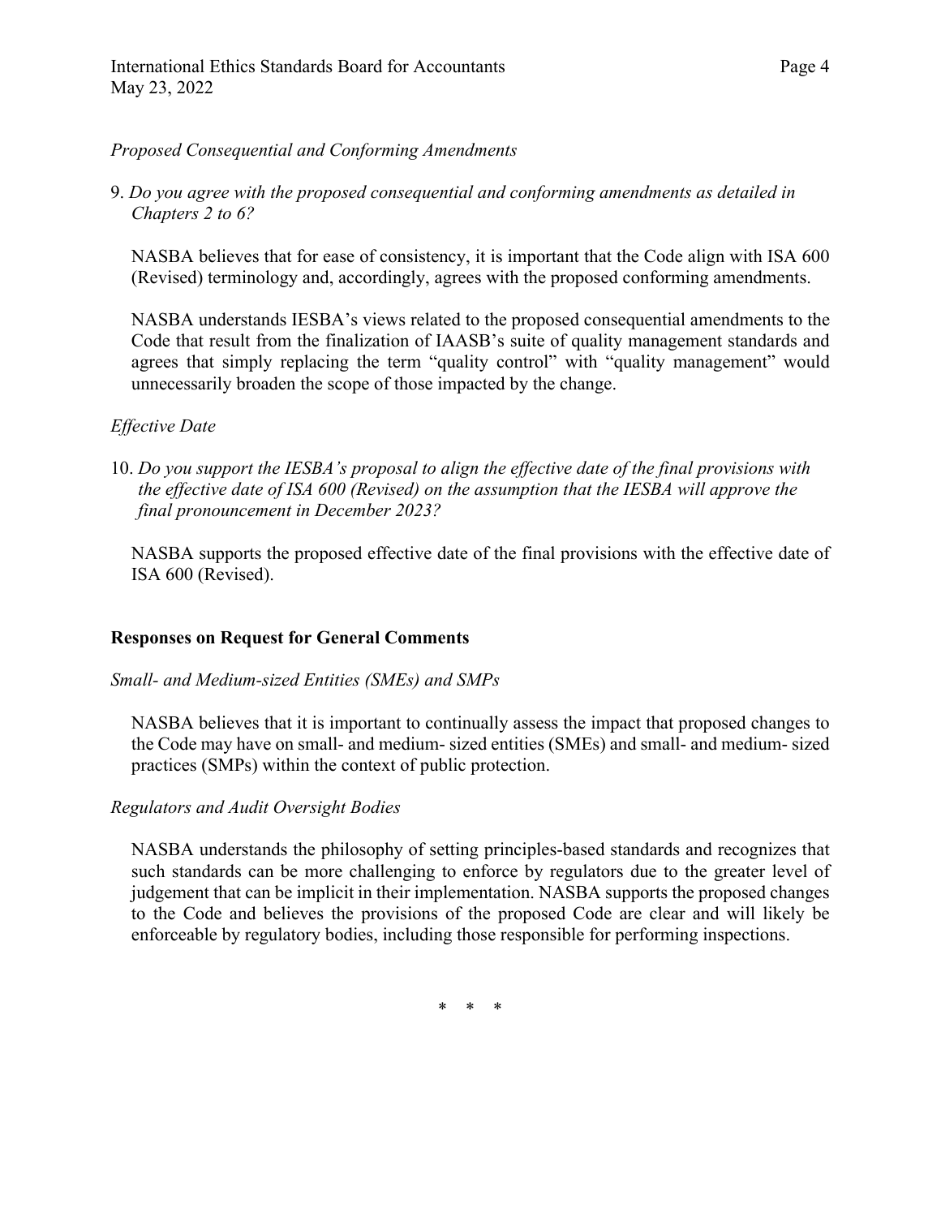*Proposed Consequential and Conforming Amendments*

9. *Do you agree with the proposed consequential and conforming amendments as detailed in Chapters 2 to 6?*

   NASBA believes that for ease of consistency, it is important that the Code align with ISA 600 (Revised) terminology and, accordingly, agrees with the proposed conforming amendments.

   NASBA understands IESBA's views related to the proposed consequential amendments to the Code that result from the finalization of IAASB's suite of quality management standards and agrees that simply replacing the term "quality control" with "quality management" would unnecessarily broaden the scope of those impacted by the change.

*Effective Date*

10. *Do you support the IESBA's proposal to align the effective date of the final provisions with the effective date of ISA 600 (Revised) on the assumption that the IESBA will approve the final pronouncement in December 2023?*

    NASBA supports the proposed effective date of the final provisions with the effective date of ISA 600 (Revised).

**Responses on Request for General Comments**

*Small- and Medium-sized Entities (SMEs) and SMPs*

NASBA believes that it is important to continually assess the impact that proposed changes to the Code may have on small- and medium- sized entities (SMEs) and small- and medium- sized practices (SMPs) within the context of public protection.

*Regulators and Audit Oversight Bodies*

NASBA understands the philosophy of setting principles-based standards and recognizes that such standards can be more challenging to enforce by regulators due to the greater level of judgement that can be implicit in their implementation. NASBA supports the proposed changes to the Code and believes the provisions of the proposed Code are clear and will likely be enforceable by regulatory bodies, including those responsible for performing inspections.

\* \* \*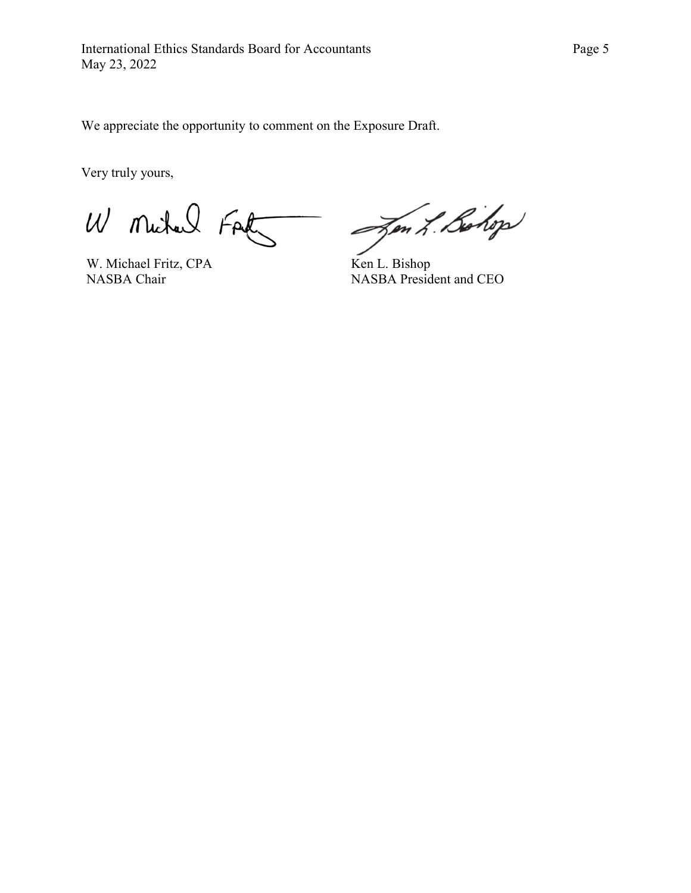We appreciate the opportunity to comment on the Exposure Draft.

Very truly yours,

W. Michael Fritz, CPA
NASBA Chair

Ken L. Bishop
NASBA President and CEO